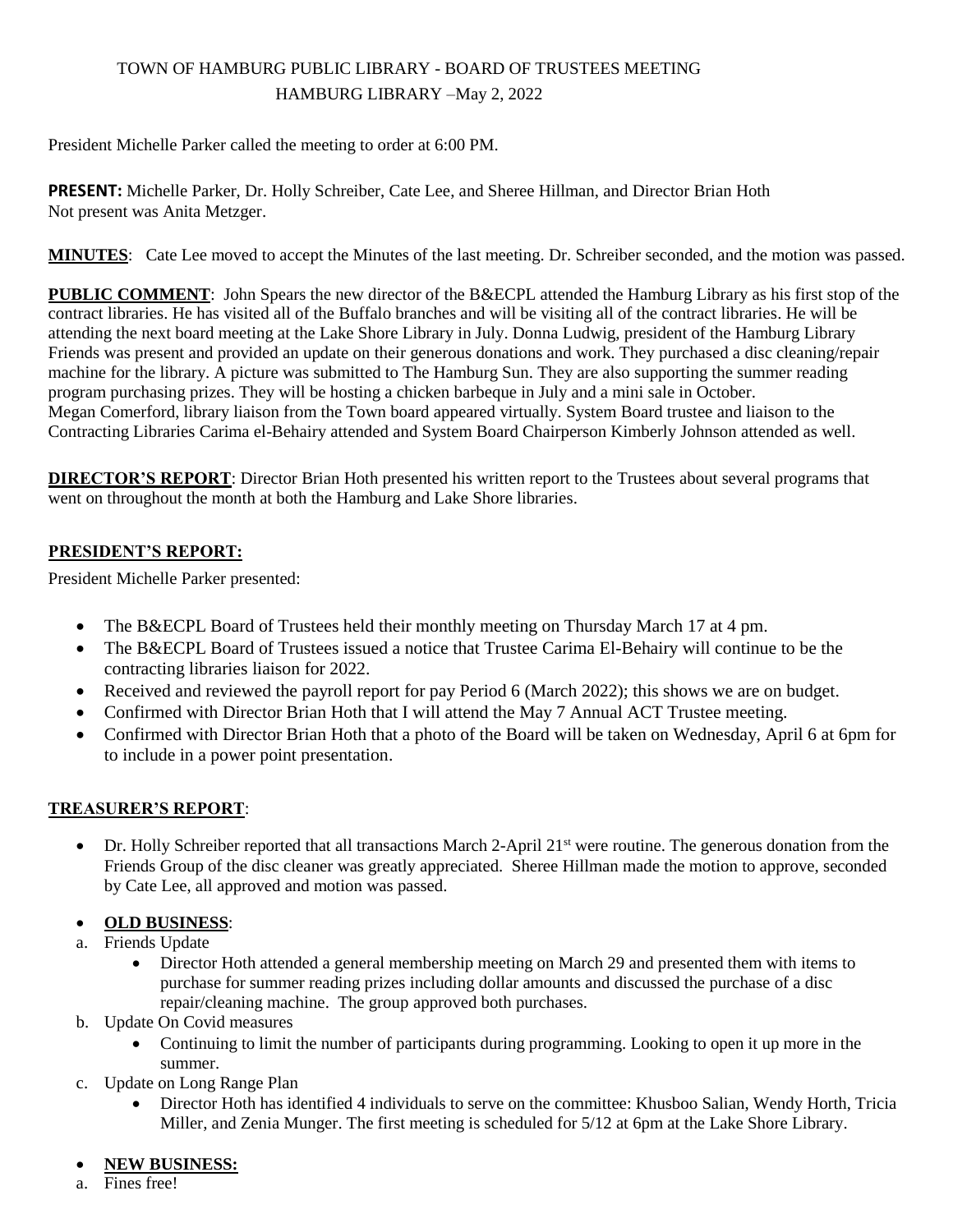# TOWN OF HAMBURG PUBLIC LIBRARY - BOARD OF TRUSTEES MEETING

## HAMBURG LIBRARY –May 2, 2022

President Michelle Parker called the meeting to order at 6:00 PM.

**PRESENT:** Michelle Parker, Dr. Holly Schreiber, Cate Lee, and Sheree Hillman, and Director Brian Hoth
Not present was Anita Metzger.

**MINUTES**: Cate Lee moved to accept the Minutes of the last meeting. Dr. Schreiber seconded, and the motion was passed.

**PUBLIC COMMENT**: John Spears the new director of the B&ECPL attended the Hamburg Library as his first stop of the contract libraries. He has visited all of the Buffalo branches and will be visiting all of the contract libraries. He will be attending the next board meeting at the Lake Shore Library in July. Donna Ludwig, president of the Hamburg Library Friends was present and provided an update on their generous donations and work. They purchased a disc cleaning/repair machine for the library. A picture was submitted to The Hamburg Sun. They are also supporting the summer reading program purchasing prizes. They will be hosting a chicken barbeque in July and a mini sale in October.
Megan Comerford, library liaison from the Town board appeared virtually. System Board trustee and liaison to the Contracting Libraries Carima el-Behairy attended and System Board Chairperson Kimberly Johnson attended as well.

**DIRECTOR'S REPORT**: Director Brian Hoth presented his written report to the Trustees about several programs that went on throughout the month at both the Hamburg and Lake Shore libraries.

**PRESIDENT'S REPORT:**

President Michelle Parker presented:

- The B&ECPL Board of Trustees held their monthly meeting on Thursday March 17 at 4 pm.
- The B&ECPL Board of Trustees issued a notice that Trustee Carima El-Behairy will continue to be the contracting libraries liaison for 2022.
- Received and reviewed the payroll report for pay Period 6 (March 2022); this shows we are on budget.
- Confirmed with Director Brian Hoth that I will attend the May 7 Annual ACT Trustee meeting.
- Confirmed with Director Brian Hoth that a photo of the Board will be taken on Wednesday, April 6 at 6pm for to include in a power point presentation.

**TREASURER'S REPORT**:

- Dr. Holly Schreiber reported that all transactions March 2-April 21st were routine. The generous donation from the Friends Group of the disc cleaner was greatly appreciated. Sheree Hillman made the motion to approve, seconded by Cate Lee, all approved and motion was passed.

- **OLD BUSINESS**:

a. Friends Update
   - Director Hoth attended a general membership meeting on March 29 and presented them with items to purchase for summer reading prizes including dollar amounts and discussed the purchase of a disc repair/cleaning machine. The group approved both purchases.

b. Update On Covid measures
   - Continuing to limit the number of participants during programming. Looking to open it up more in the summer.

c. Update on Long Range Plan
   - Director Hoth has identified 4 individuals to serve on the committee: Khusboo Salian, Wendy Horth, Tricia Miller, and Zenia Munger. The first meeting is scheduled for 5/12 at 6pm at the Lake Shore Library.

- **NEW BUSINESS:**

a. Fines free!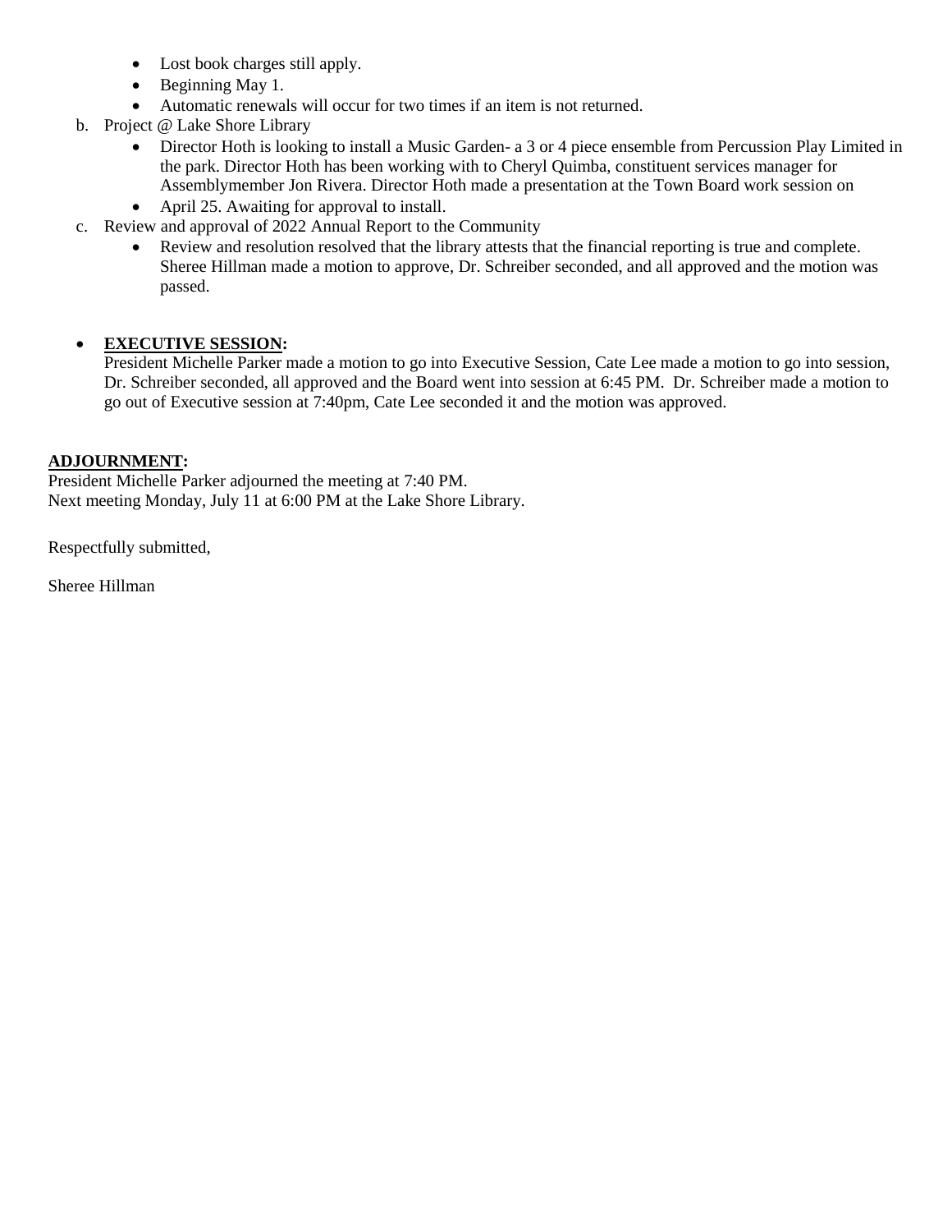- Lost book charges still apply.
  - Beginning May 1.
  - Automatic renewals will occur for two times if an item is not returned.

b. Project @ Lake Shore Library
  - Director Hoth is looking to install a Music Garden- a 3 or 4 piece ensemble from Percussion Play Limited in the park. Director Hoth has been working with to Cheryl Quimba, constituent services manager for Assemblymember Jon Rivera. Director Hoth made a presentation at the Town Board work session on
  - April 25. Awaiting for approval to install.

c. Review and approval of 2022 Annual Report to the Community
  - Review and resolution resolved that the library attests that the financial reporting is true and complete. Sheree Hillman made a motion to approve, Dr. Schreiber seconded, and all approved and the motion was passed.

- **EXECUTIVE SESSION:**
  President Michelle Parker made a motion to go into Executive Session, Cate Lee made a motion to go into session, Dr. Schreiber seconded, all approved and the Board went into session at 6:45 PM. Dr. Schreiber made a motion to go out of Executive session at 7:40pm, Cate Lee seconded it and the motion was approved.

**ADJOURNMENT:**

President Michelle Parker adjourned the meeting at 7:40 PM.
Next meeting Monday, July 11 at 6:00 PM at the Lake Shore Library.

Respectfully submitted,

Sheree Hillman